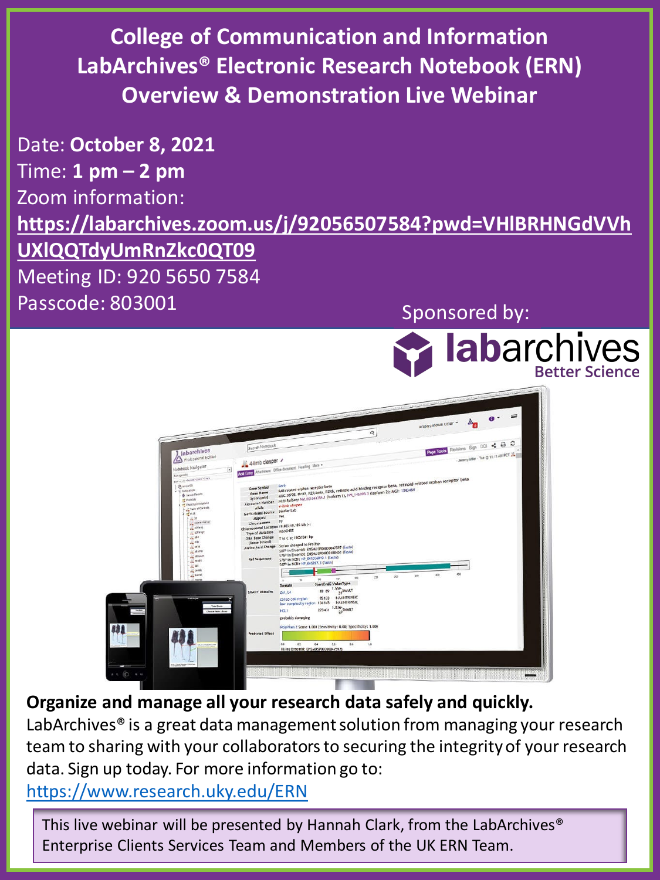# College of Communication and Information LabArchives® Electronic Research Notebook (ERN) Overview & Demonstration Live Webinar

Date: **October 8, 2021**
Time: **1 pm – 2 pm**
Zoom information:
**https://labarchives.zoom.us/j/92056507584?pwd=VHlBRHNGdVVhUXlQQTdyUmRnZkc0QT09**
Meeting ID: 920 5650 7584
Passcode: 803001

Sponsored by:

labarchives
Better Science

**Organize and manage all your research data safely and quickly.**
LabArchives® is a great data management solution from managing your research team to sharing with your collaborators to securing the integrity of your research data. Sign up today. For more information go to:
https://www.research.uky.edu/ERN

This live webinar will be presented by Hannah Clark, from the LabArchives® Enterprise Clients Services Team and Members of the UK ERN Team.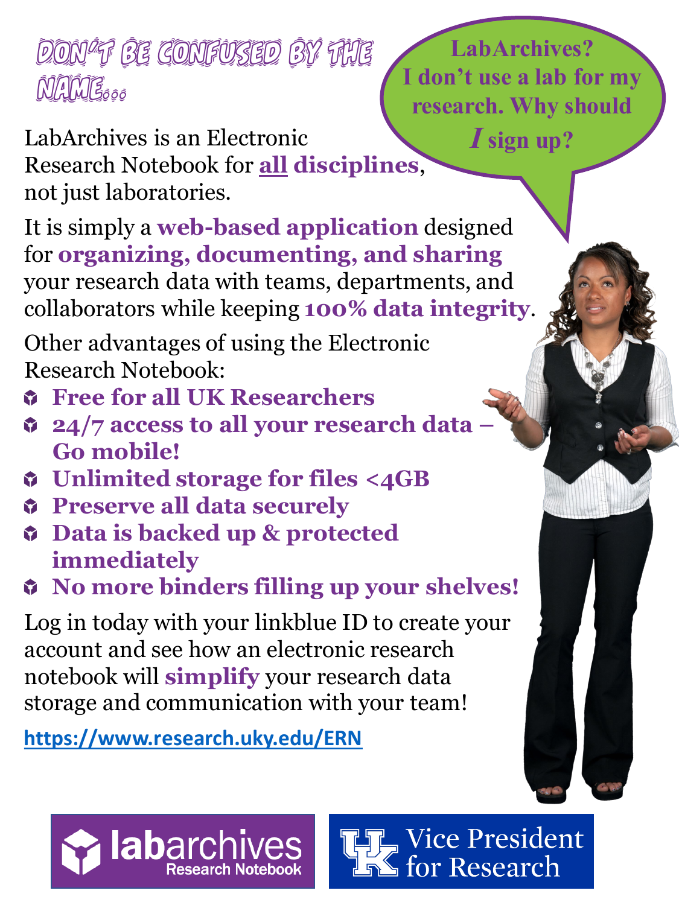# Don't be confused by the name...

**LabArchives? I don't use a lab for my research. Why should *I* sign up?**

LabArchives is an Electronic Research Notebook for **all disciplines**, not just laboratories.

It is simply a **web-based application** designed for **organizing, documenting, and sharing** your research data with teams, departments, and collaborators while keeping **100% data integrity**.

Other advantages of using the Electronic Research Notebook:

- **Free for all UK Researchers**
- **24/7 access to all your research data – Go mobile!**
- **Unlimited storage for files <4GB**
- **Preserve all data securely**
- **Data is backed up & protected immediately**
- **No more binders filling up your shelves!**

Log in today with your linkblue ID to create your account and see how an electronic research notebook will **simplify** your research data storage and communication with your team!

https://www.research.uky.edu/ERN

labarchives Research Notebook

UK Vice President for Research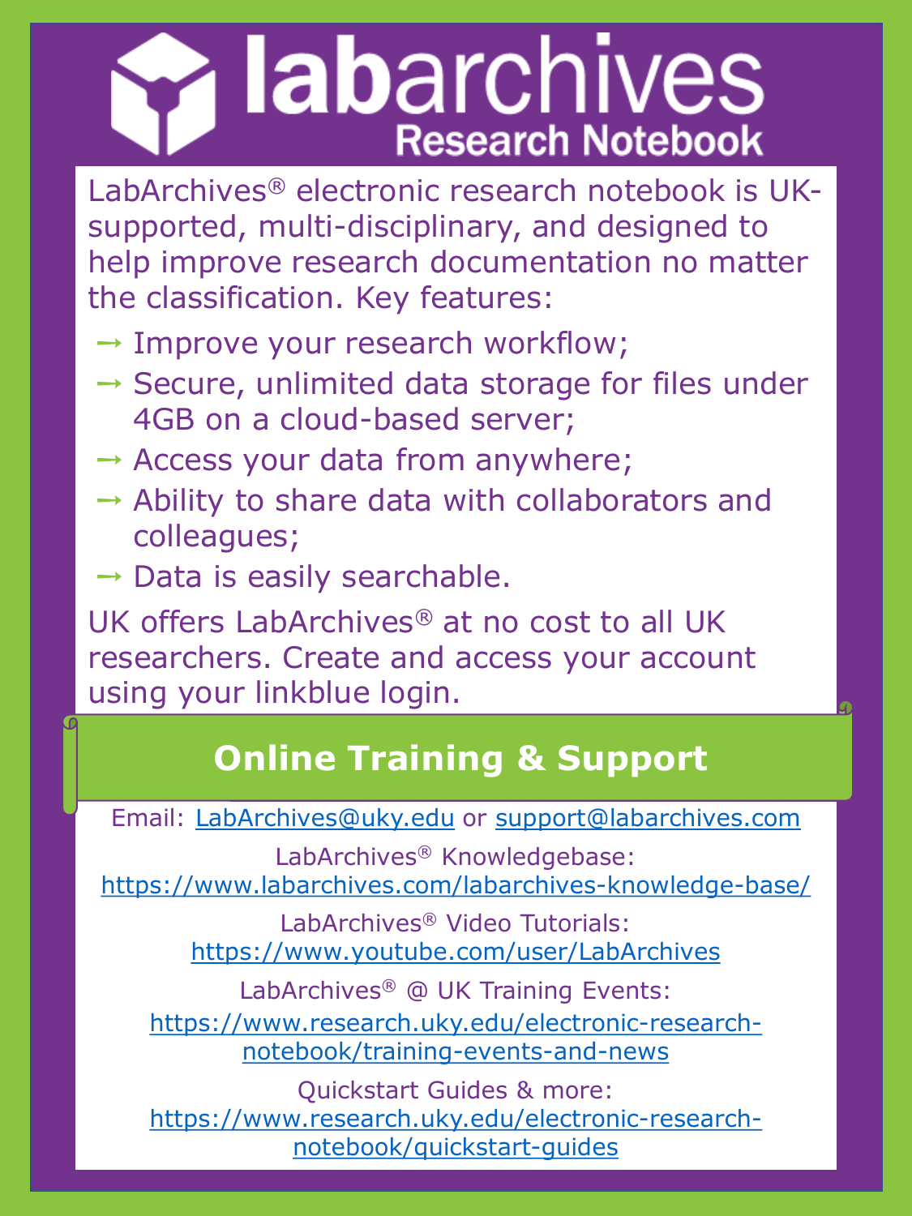# labarchives Research Notebook

LabArchives® electronic research notebook is UK-supported, multi-disciplinary, and designed to help improve research documentation no matter the classification. Key features:

- Improve your research workflow;
- Secure, unlimited data storage for files under 4GB on a cloud-based server;
- Access your data from anywhere;
- Ability to share data with collaborators and colleagues;
- Data is easily searchable.

UK offers LabArchives® at no cost to all UK researchers. Create and access your account using your linkblue login.

## Online Training & Support

Email: LabArchives@uky.edu or support@labarchives.com

LabArchives® Knowledgebase:
https://www.labarchives.com/labarchives-knowledge-base/

LabArchives® Video Tutorials:
https://www.youtube.com/user/LabArchives

LabArchives® @ UK Training Events:
https://www.research.uky.edu/electronic-research-notebook/training-events-and-news

Quickstart Guides & more:
https://www.research.uky.edu/electronic-research-notebook/quickstart-guides